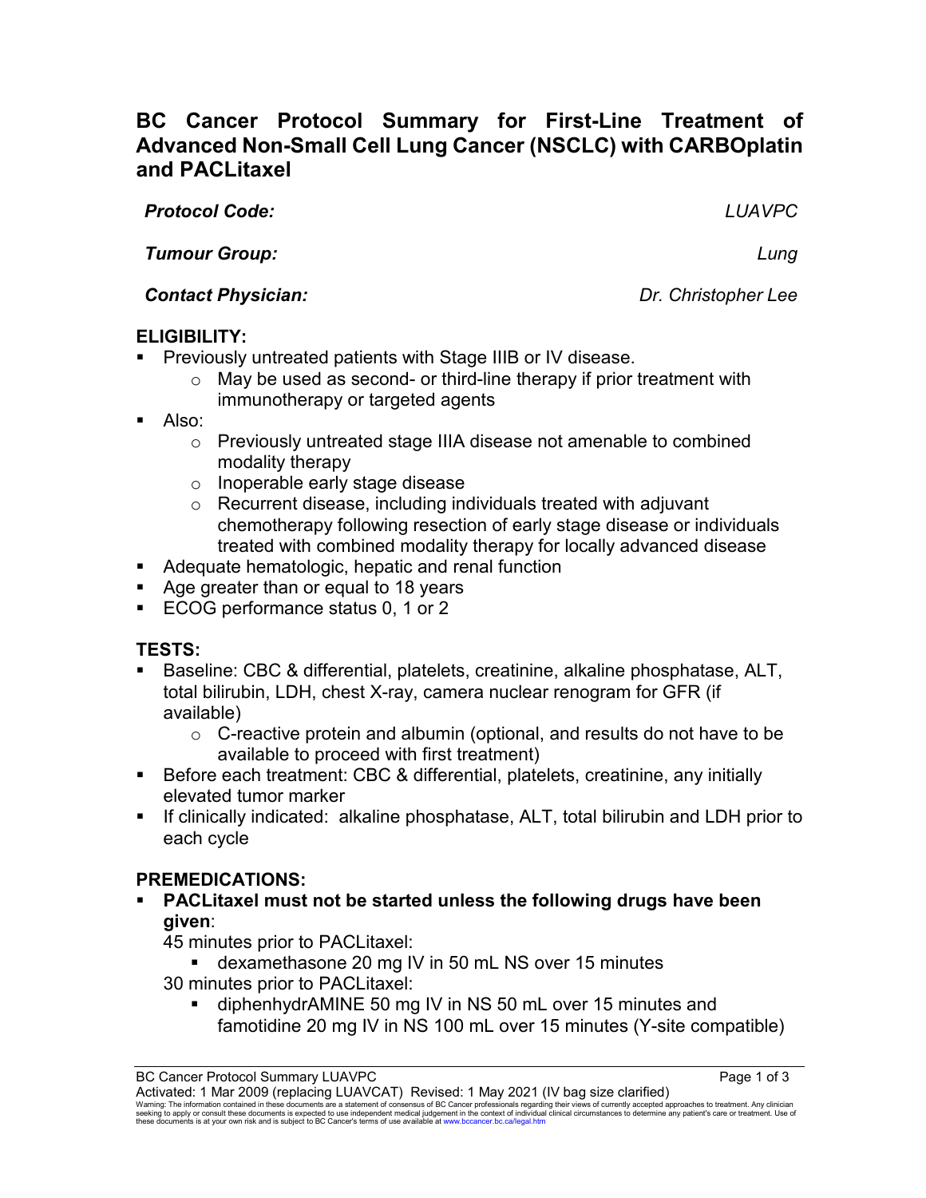# BC Cancer Protocol Summary for First-Line Treatment of Advanced Non-Small Cell Lung Cancer (NSCLC) with CARBOplatin and PACLitaxel

***Protocol Code:*** *LUAVPC*

***Tumour Group:*** *Lung*

***Contact Physician:*** *Dr. Christopher Lee*

## ELIGIBILITY:

- Previously untreated patients with Stage IIIB or IV disease.
  - May be used as second- or third-line therapy if prior treatment with immunotherapy or targeted agents
- Also:
  - Previously untreated stage IIIA disease not amenable to combined modality therapy
  - Inoperable early stage disease
  - Recurrent disease, including individuals treated with adjuvant chemotherapy following resection of early stage disease or individuals treated with combined modality therapy for locally advanced disease
- Adequate hematologic, hepatic and renal function
- Age greater than or equal to 18 years
- ECOG performance status 0, 1 or 2

## TESTS:

- Baseline: CBC & differential, platelets, creatinine, alkaline phosphatase, ALT, total bilirubin, LDH, chest X-ray, camera nuclear renogram for GFR (if available)
  - C-reactive protein and albumin (optional, and results do not have to be available to proceed with first treatment)
- Before each treatment: CBC & differential, platelets, creatinine, any initially elevated tumor marker
- If clinically indicated: alkaline phosphatase, ALT, total bilirubin and LDH prior to each cycle

## PREMEDICATIONS:

- **PACLitaxel must not be started unless the following drugs have been given**:

  45 minutes prior to PACLitaxel:
  - dexamethasone 20 mg IV in 50 mL NS over 15 minutes

  30 minutes prior to PACLitaxel:
  - diphenhydrAMINE 50 mg IV in NS 50 mL over 15 minutes and famotidine 20 mg IV in NS 100 mL over 15 minutes (Y-site compatible)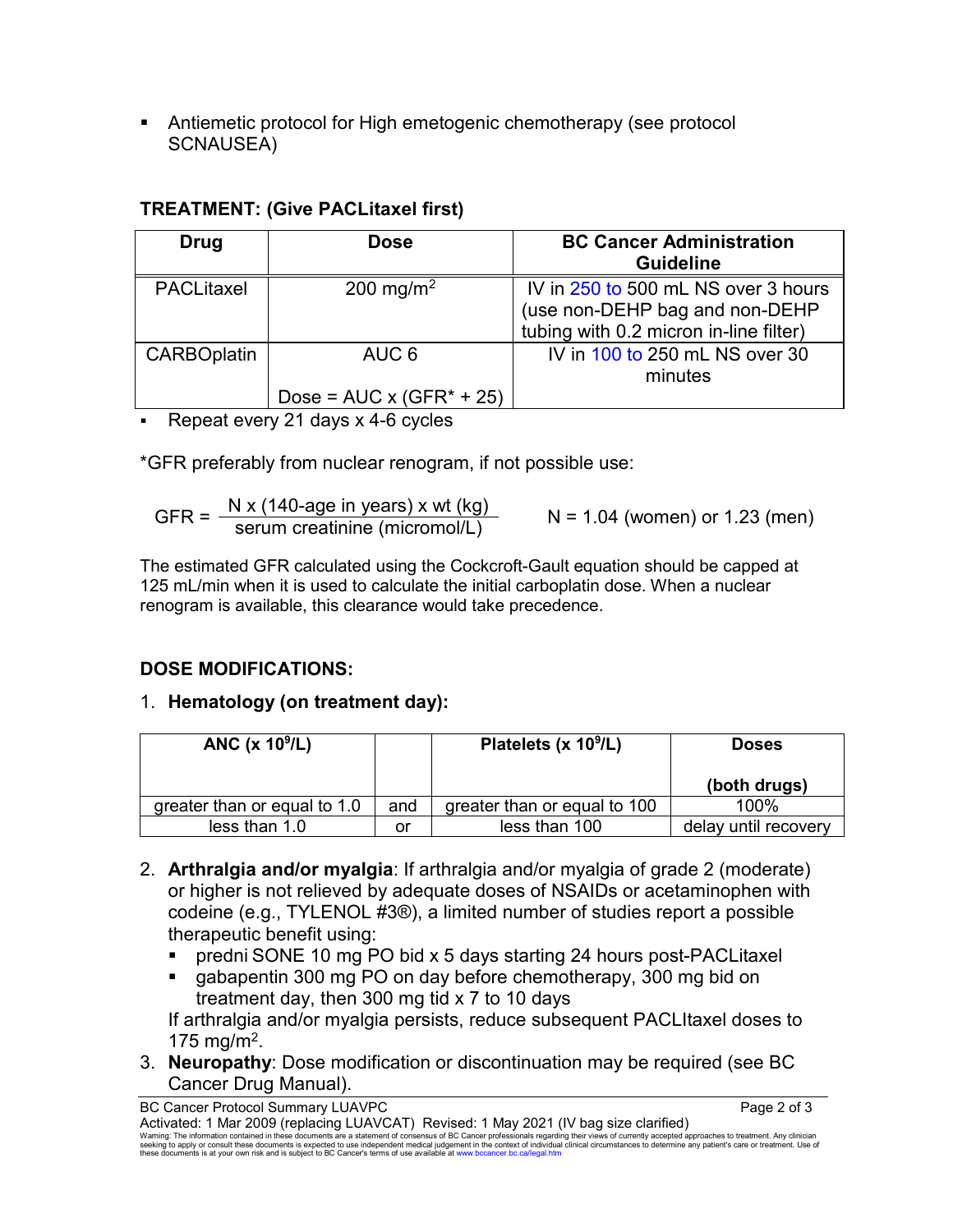- Antiemetic protocol for High emetogenic chemotherapy (see protocol SCNAUSEA)

**TREATMENT: (Give PACLitaxel first)**

| Drug | Dose | BC Cancer Administration Guideline |
|---|---|---|
| PACLitaxel | 200 mg/m$^2$ | IV in 250 to 500 mL NS over 3 hours (use non-DEHP bag and non-DEHP tubing with 0.2 micron in-line filter) |
| CARBOplatin | AUC 6<br><br>Dose = AUC x (GFR* + 25) | IV in 100 to 250 mL NS over 30 minutes |

- Repeat every 21 days x 4-6 cycles

*GFR preferably from nuclear renogram, if not possible use:

$$\text{GFR} = \frac{\text{N x (140-age in years) x wt (kg)}}{\text{serum creatinine (micromol/L)}} \qquad \text{N = 1.04 (women) or 1.23 (men)}$$

The estimated GFR calculated using the Cockcroft-Gault equation should be capped at 125 mL/min when it is used to calculate the initial carboplatin dose. When a nuclear renogram is available, this clearance would take precedence.

**DOSE MODIFICATIONS:**

1. **Hematology (on treatment day):**

| ANC (x 10$^9$/L) | | Platelets (x 10$^9$/L) | Doses<br><br>(both drugs) |
|---|---|---|---|
| greater than or equal to 1.0 | and | greater than or equal to 100 | 100% |
| less than 1.0 | or | less than 100 | delay until recovery |

2. **Arthralgia and/or myalgia**: If arthralgia and/or myalgia of grade 2 (moderate) or higher is not relieved by adequate doses of NSAIDs or acetaminophen with codeine (e.g., TYLENOL #3®), a limited number of studies report a possible therapeutic benefit using:
   - predni SONE 10 mg PO bid x 5 days starting 24 hours post-PACLitaxel
   - gabapentin 300 mg PO on day before chemotherapy, 300 mg bid on treatment day, then 300 mg tid x 7 to 10 days

   If arthralgia and/or myalgia persists, reduce subsequent PACLItaxel doses to 175 mg/m$^2$.
3. **Neuropathy**: Dose modification or discontinuation may be required (see BC Cancer Drug Manual).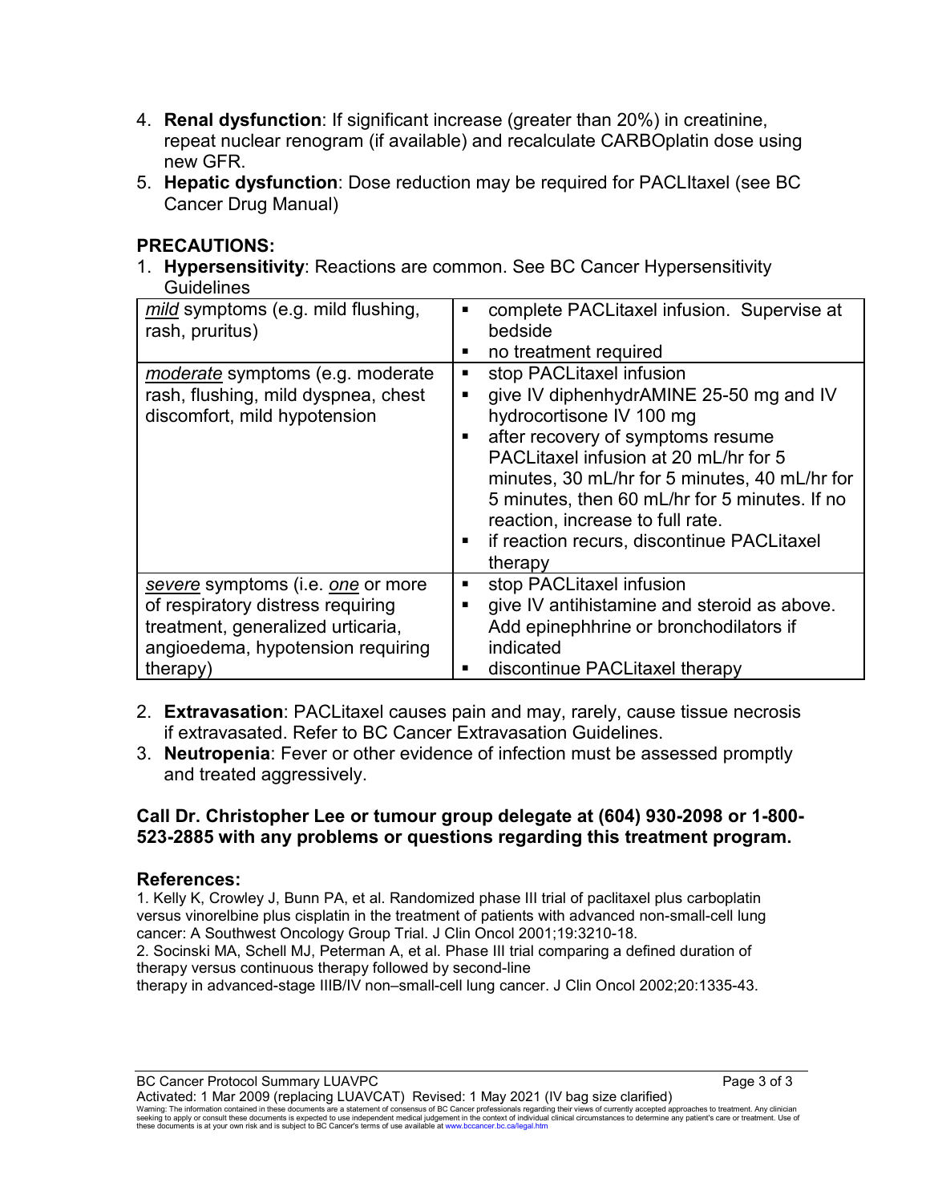4. **Renal dysfunction**: If significant increase (greater than 20%) in creatinine, repeat nuclear renogram (if available) and recalculate CARBOplatin dose using new GFR.
5. **Hepatic dysfunction**: Dose reduction may be required for PACLItaxel (see BC Cancer Drug Manual)

## PRECAUTIONS:

1. **Hypersensitivity**: Reactions are common. See BC Cancer Hypersensitivity Guidelines

| | |
|---|---|
| *mild* symptoms (e.g. mild flushing, rash, pruritus) | ▪ complete PACLitaxel infusion. Supervise at bedside<br>▪ no treatment required |
| *moderate* symptoms (e.g. moderate rash, flushing, mild dyspnea, chest discomfort, mild hypotension | ▪ stop PACLitaxel infusion<br>▪ give IV diphenhydrAMINE 25-50 mg and IV hydrocortisone IV 100 mg<br>▪ after recovery of symptoms resume PACLitaxel infusion at 20 mL/hr for 5 minutes, 30 mL/hr for 5 minutes, 40 mL/hr for 5 minutes, then 60 mL/hr for 5 minutes. If no reaction, increase to full rate.<br>▪ if reaction recurs, discontinue PACLitaxel therapy |
| *severe* symptoms (i.e. *one* or more of respiratory distress requiring treatment, generalized urticaria, angioedema, hypotension requiring therapy) | ▪ stop PACLitaxel infusion<br>▪ give IV antihistamine and steroid as above. Add epinephhrine or bronchodilators if indicated<br>▪ discontinue PACLitaxel therapy |

2. **Extravasation**: PACLitaxel causes pain and may, rarely, cause tissue necrosis if extravasated. Refer to BC Cancer Extravasation Guidelines.
3. **Neutropenia**: Fever or other evidence of infection must be assessed promptly and treated aggressively.

**Call Dr. Christopher Lee or tumour group delegate at (604) 930-2098 or 1-800-523-2885 with any problems or questions regarding this treatment program.**

## References:

1. Kelly K, Crowley J, Bunn PA, et al. Randomized phase III trial of paclitaxel plus carboplatin versus vinorelbine plus cisplatin in the treatment of patients with advanced non-small-cell lung cancer: A Southwest Oncology Group Trial. J Clin Oncol 2001;19:3210-18.
2. Socinski MA, Schell MJ, Peterman A, et al. Phase III trial comparing a defined duration of therapy versus continuous therapy followed by second-line therapy in advanced-stage IIIB/IV non–small-cell lung cancer. J Clin Oncol 2002;20:1335-43.

BC Cancer Protocol Summary LUAVPC

Activated: 1 Mar 2009 (replacing LUAVCAT) Revised: 1 May 2021 (IV bag size clarified)

Warning: The information contained in these documents are a statement of consensus of BC Cancer professionals regarding their views of currently accepted approaches to treatment. Any clinician seeking to apply or consult these documents is expected to use independent medical judgement in the context of individual clinical circumstances to determine any patient's care or treatment. Use of these documents is at your own risk and is subject to BC Cancer's terms of use available at www.bccancer.bc.ca/legal.htm